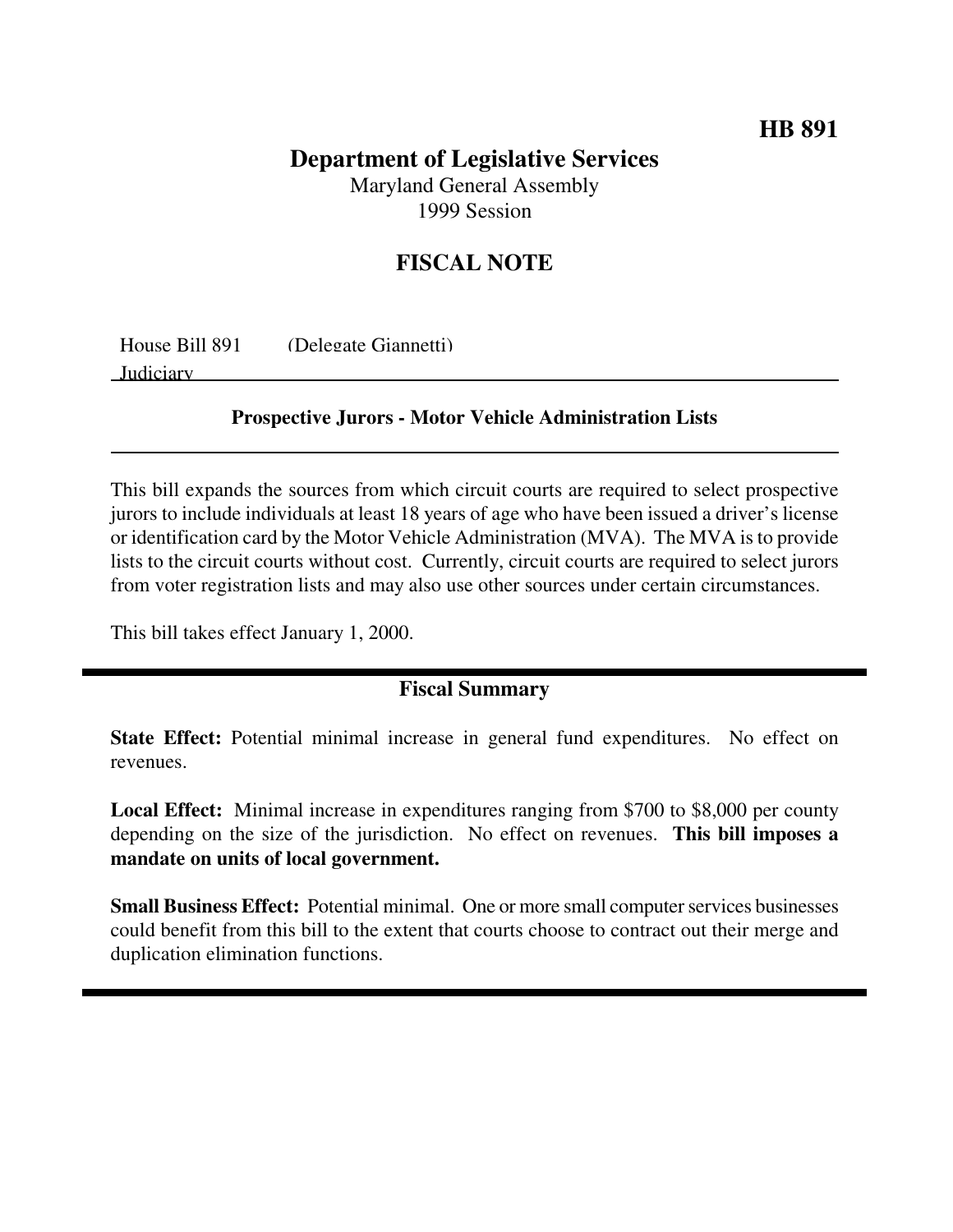**HB 891**

# Department of Legislative Services

Maryland General Assembly
1999 Session

## FISCAL NOTE

House Bill 891 (Delegate Giannetti)
Judiciary

### Prospective Jurors - Motor Vehicle Administration Lists

This bill expands the sources from which circuit courts are required to select prospective jurors to include individuals at least 18 years of age who have been issued a driver's license or identification card by the Motor Vehicle Administration (MVA). The MVA is to provide lists to the circuit courts without cost. Currently, circuit courts are required to select jurors from voter registration lists and may also use other sources under certain circumstances.

This bill takes effect January 1, 2000.

### Fiscal Summary

**State Effect:** Potential minimal increase in general fund expenditures. No effect on revenues.

**Local Effect:** Minimal increase in expenditures ranging from $700 to $8,000 per county depending on the size of the jurisdiction. No effect on revenues. **This bill imposes a mandate on units of local government.**

**Small Business Effect:** Potential minimal. One or more small computer services businesses could benefit from this bill to the extent that courts choose to contract out their merge and duplication elimination functions.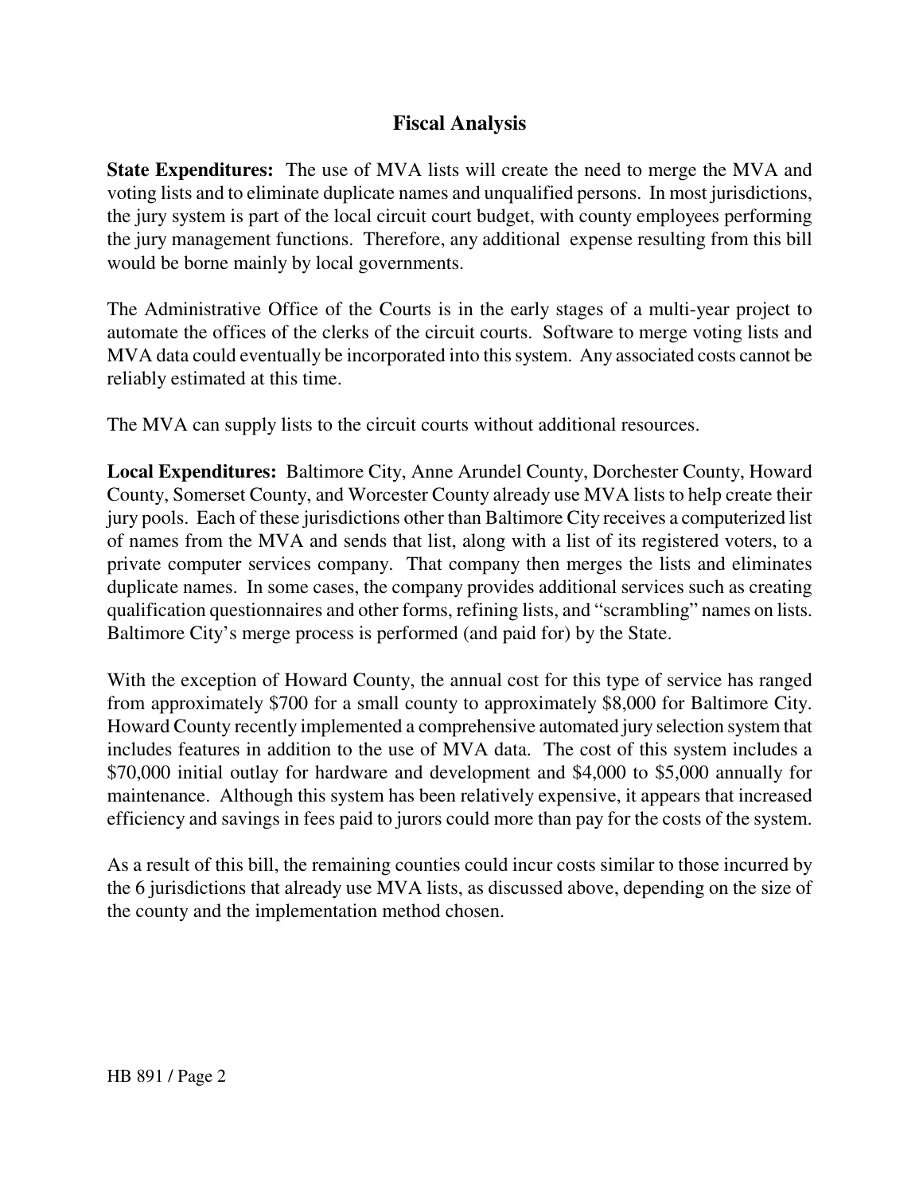## Fiscal Analysis

**State Expenditures:** The use of MVA lists will create the need to merge the MVA and voting lists and to eliminate duplicate names and unqualified persons. In most jurisdictions, the jury system is part of the local circuit court budget, with county employees performing the jury management functions. Therefore, any additional expense resulting from this bill would be borne mainly by local governments.

The Administrative Office of the Courts is in the early stages of a multi-year project to automate the offices of the clerks of the circuit courts. Software to merge voting lists and MVA data could eventually be incorporated into this system. Any associated costs cannot be reliably estimated at this time.

The MVA can supply lists to the circuit courts without additional resources.

**Local Expenditures:** Baltimore City, Anne Arundel County, Dorchester County, Howard County, Somerset County, and Worcester County already use MVA lists to help create their jury pools. Each of these jurisdictions other than Baltimore City receives a computerized list of names from the MVA and sends that list, along with a list of its registered voters, to a private computer services company. That company then merges the lists and eliminates duplicate names. In some cases, the company provides additional services such as creating qualification questionnaires and other forms, refining lists, and "scrambling" names on lists. Baltimore City's merge process is performed (and paid for) by the State.

With the exception of Howard County, the annual cost for this type of service has ranged from approximately $700 for a small county to approximately $8,000 for Baltimore City. Howard County recently implemented a comprehensive automated jury selection system that includes features in addition to the use of MVA data. The cost of this system includes a $70,000 initial outlay for hardware and development and $4,000 to $5,000 annually for maintenance. Although this system has been relatively expensive, it appears that increased efficiency and savings in fees paid to jurors could more than pay for the costs of the system.

As a result of this bill, the remaining counties could incur costs similar to those incurred by the 6 jurisdictions that already use MVA lists, as discussed above, depending on the size of the county and the implementation method chosen.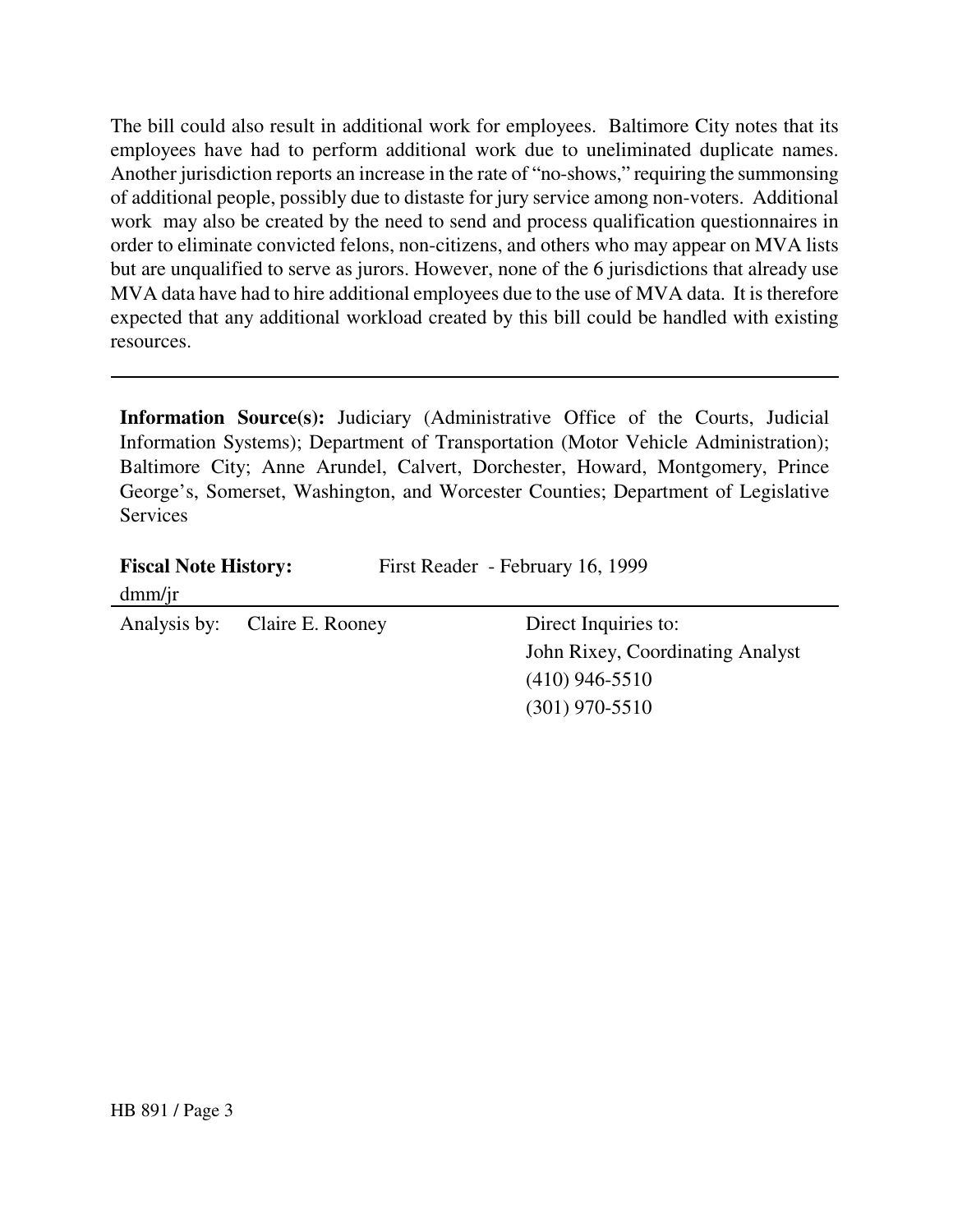The bill could also result in additional work for employees. Baltimore City notes that its employees have had to perform additional work due to uneliminated duplicate names. Another jurisdiction reports an increase in the rate of "no-shows," requiring the summonsing of additional people, possibly due to distaste for jury service among non-voters. Additional work may also be created by the need to send and process qualification questionnaires in order to eliminate convicted felons, non-citizens, and others who may appear on MVA lists but are unqualified to serve as jurors. However, none of the 6 jurisdictions that already use MVA data have had to hire additional employees due to the use of MVA data. It is therefore expected that any additional workload created by this bill could be handled with existing resources.

---

**Information Source(s):** Judiciary (Administrative Office of the Courts, Judicial Information Systems); Department of Transportation (Motor Vehicle Administration); Baltimore City; Anne Arundel, Calvert, Dorchester, Howard, Montgomery, Prince George's, Somerset, Washington, and Worcester Counties; Department of Legislative Services

**Fiscal Note History:** First Reader - February 16, 1999

dmm/jr

Analysis by: Claire E. Rooney

Direct Inquiries to:
John Rixey, Coordinating Analyst
(410) 946-5510
(301) 970-5510